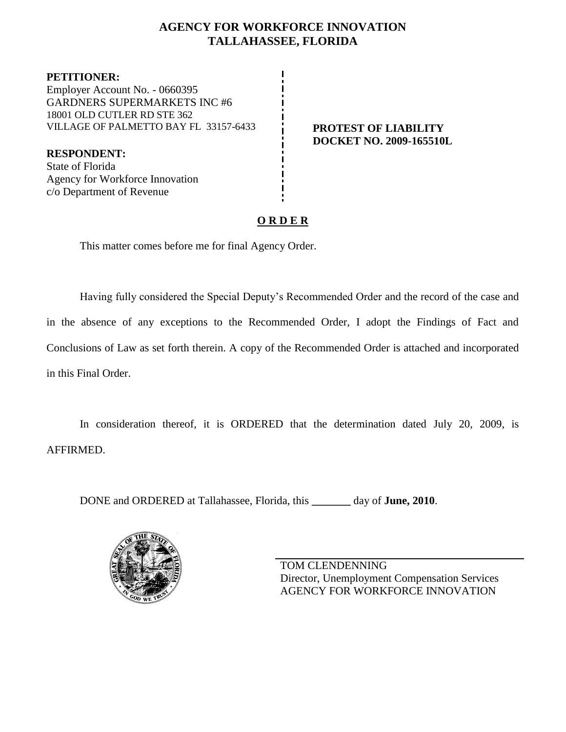# AGENCY FOR WORKFORCE INNOVATION
# TALLAHASSEE, FLORIDA

**PETITIONER:**
Employer Account No. - 0660395
GARDNERS SUPERMARKETS INC #6
18001 OLD CUTLER RD STE 362
VILLAGE OF PALMETTO BAY FL 33157-6433

**PROTEST OF LIABILITY**
**DOCKET NO. 2009-165510L**

**RESPONDENT:**
State of Florida
Agency for Workforce Innovation
c/o Department of Revenue

## **O R D E R**

This matter comes before me for final Agency Order.

Having fully considered the Special Deputy's Recommended Order and the record of the case and in the absence of any exceptions to the Recommended Order, I adopt the Findings of Fact and Conclusions of Law as set forth therein. A copy of the Recommended Order is attached and incorporated in this Final Order.

In consideration thereof, it is ORDERED that the determination dated July 20, 2009, is AFFIRMED.

DONE and ORDERED at Tallahassee, Florida, this _______ day of **June, 2010**.

TOM CLENDENNING
Director, Unemployment Compensation Services
AGENCY FOR WORKFORCE INNOVATION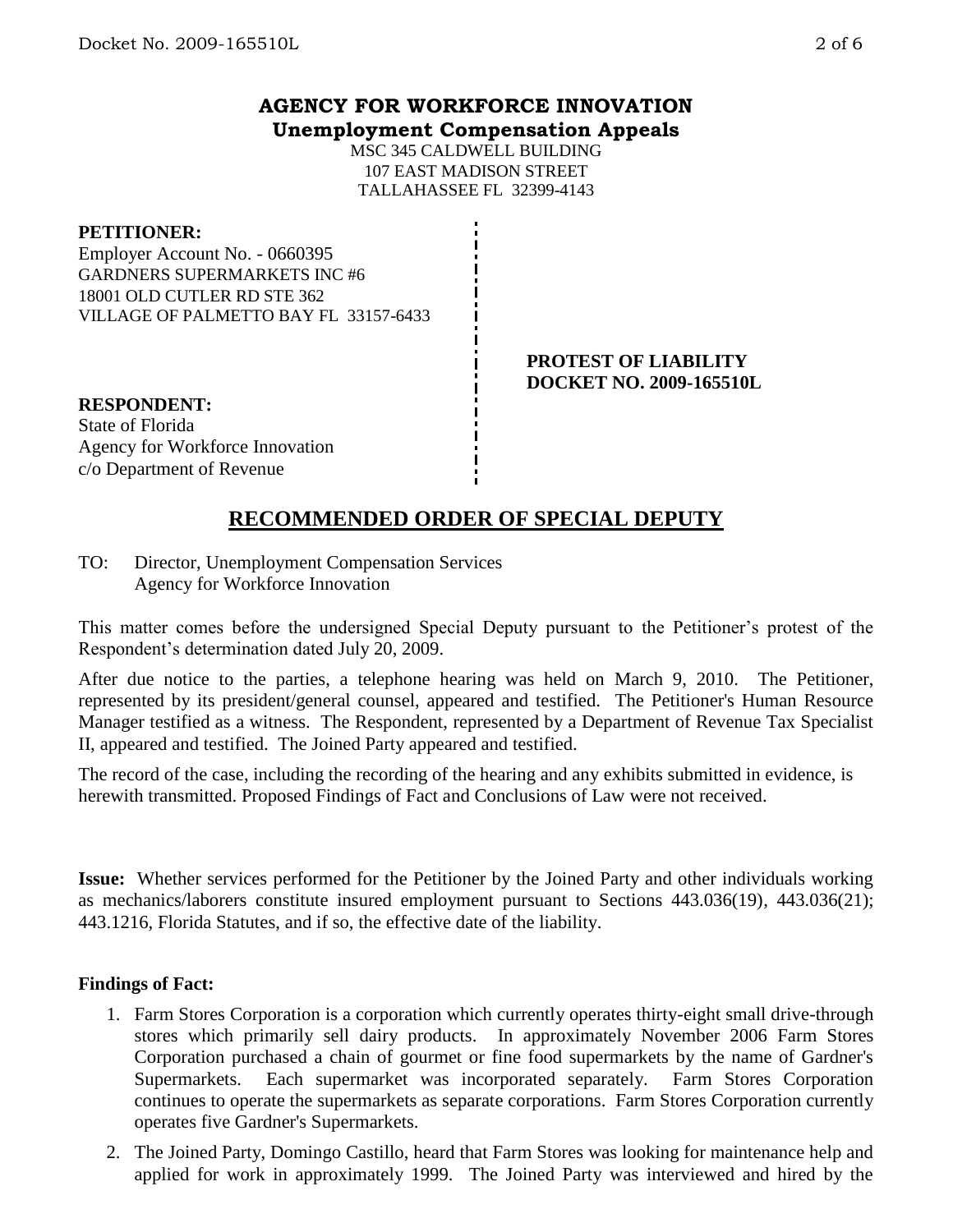# AGENCY FOR WORKFORCE INNOVATION
## Unemployment Compensation Appeals

MSC 345 CALDWELL BUILDING
107 EAST MADISON STREET
TALLAHASSEE FL 32399-4143

**PETITIONER:**
Employer Account No. - 0660395
GARDNERS SUPERMARKETS INC #6
18001 OLD CUTLER RD STE 362
VILLAGE OF PALMETTO BAY FL 33157-6433

**PROTEST OF LIABILITY**
**DOCKET NO. 2009-165510L**

**RESPONDENT:**
State of Florida
Agency for Workforce Innovation
c/o Department of Revenue

# RECOMMENDED ORDER OF SPECIAL DEPUTY

TO: Director, Unemployment Compensation Services
Agency for Workforce Innovation

This matter comes before the undersigned Special Deputy pursuant to the Petitioner's protest of the Respondent's determination dated July 20, 2009.

After due notice to the parties, a telephone hearing was held on March 9, 2010. The Petitioner, represented by its president/general counsel, appeared and testified. The Petitioner's Human Resource Manager testified as a witness. The Respondent, represented by a Department of Revenue Tax Specialist II, appeared and testified. The Joined Party appeared and testified.

The record of the case, including the recording of the hearing and any exhibits submitted in evidence, is herewith transmitted. Proposed Findings of Fact and Conclusions of Law were not received.

**Issue:** Whether services performed for the Petitioner by the Joined Party and other individuals working as mechanics/laborers constitute insured employment pursuant to Sections 443.036(19), 443.036(21); 443.1216, Florida Statutes, and if so, the effective date of the liability.

**Findings of Fact:**

1. Farm Stores Corporation is a corporation which currently operates thirty-eight small drive-through stores which primarily sell dairy products. In approximately November 2006 Farm Stores Corporation purchased a chain of gourmet or fine food supermarkets by the name of Gardner's Supermarkets. Each supermarket was incorporated separately. Farm Stores Corporation continues to operate the supermarkets as separate corporations. Farm Stores Corporation currently operates five Gardner's Supermarkets.
2. The Joined Party, Domingo Castillo, heard that Farm Stores was looking for maintenance help and applied for work in approximately 1999. The Joined Party was interviewed and hired by the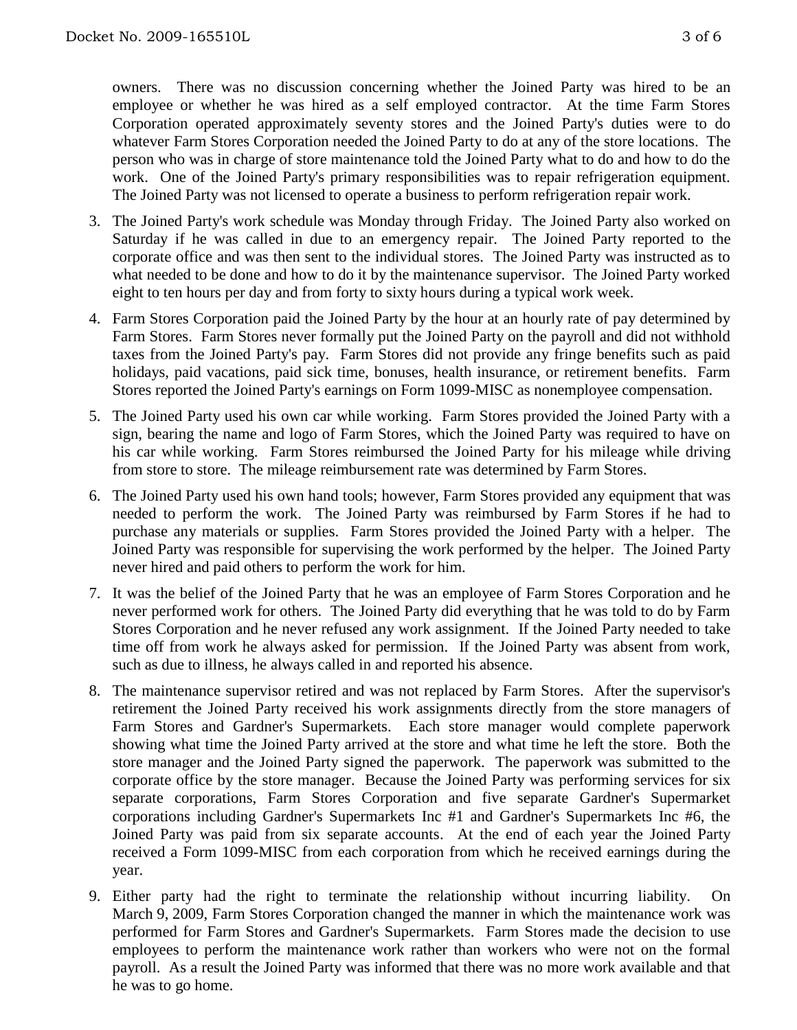owners. There was no discussion concerning whether the Joined Party was hired to be an employee or whether he was hired as a self employed contractor. At the time Farm Stores Corporation operated approximately seventy stores and the Joined Party's duties were to do whatever Farm Stores Corporation needed the Joined Party to do at any of the store locations. The person who was in charge of store maintenance told the Joined Party what to do and how to do the work. One of the Joined Party's primary responsibilities was to repair refrigeration equipment. The Joined Party was not licensed to operate a business to perform refrigeration repair work.

3. The Joined Party's work schedule was Monday through Friday. The Joined Party also worked on Saturday if he was called in due to an emergency repair. The Joined Party reported to the corporate office and was then sent to the individual stores. The Joined Party was instructed as to what needed to be done and how to do it by the maintenance supervisor. The Joined Party worked eight to ten hours per day and from forty to sixty hours during a typical work week.

4. Farm Stores Corporation paid the Joined Party by the hour at an hourly rate of pay determined by Farm Stores. Farm Stores never formally put the Joined Party on the payroll and did not withhold taxes from the Joined Party's pay. Farm Stores did not provide any fringe benefits such as paid holidays, paid vacations, paid sick time, bonuses, health insurance, or retirement benefits. Farm Stores reported the Joined Party's earnings on Form 1099-MISC as nonemployee compensation.

5. The Joined Party used his own car while working. Farm Stores provided the Joined Party with a sign, bearing the name and logo of Farm Stores, which the Joined Party was required to have on his car while working. Farm Stores reimbursed the Joined Party for his mileage while driving from store to store. The mileage reimbursement rate was determined by Farm Stores.

6. The Joined Party used his own hand tools; however, Farm Stores provided any equipment that was needed to perform the work. The Joined Party was reimbursed by Farm Stores if he had to purchase any materials or supplies. Farm Stores provided the Joined Party with a helper. The Joined Party was responsible for supervising the work performed by the helper. The Joined Party never hired and paid others to perform the work for him.

7. It was the belief of the Joined Party that he was an employee of Farm Stores Corporation and he never performed work for others. The Joined Party did everything that he was told to do by Farm Stores Corporation and he never refused any work assignment. If the Joined Party needed to take time off from work he always asked for permission. If the Joined Party was absent from work, such as due to illness, he always called in and reported his absence.

8. The maintenance supervisor retired and was not replaced by Farm Stores. After the supervisor's retirement the Joined Party received his work assignments directly from the store managers of Farm Stores and Gardner's Supermarkets. Each store manager would complete paperwork showing what time the Joined Party arrived at the store and what time he left the store. Both the store manager and the Joined Party signed the paperwork. The paperwork was submitted to the corporate office by the store manager. Because the Joined Party was performing services for six separate corporations, Farm Stores Corporation and five separate Gardner's Supermarket corporations including Gardner's Supermarkets Inc #1 and Gardner's Supermarkets Inc #6, the Joined Party was paid from six separate accounts. At the end of each year the Joined Party received a Form 1099-MISC from each corporation from which he received earnings during the year.

9. Either party had the right to terminate the relationship without incurring liability. On March 9, 2009, Farm Stores Corporation changed the manner in which the maintenance work was performed for Farm Stores and Gardner's Supermarkets. Farm Stores made the decision to use employees to perform the maintenance work rather than workers who were not on the formal payroll. As a result the Joined Party was informed that there was no more work available and that he was to go home.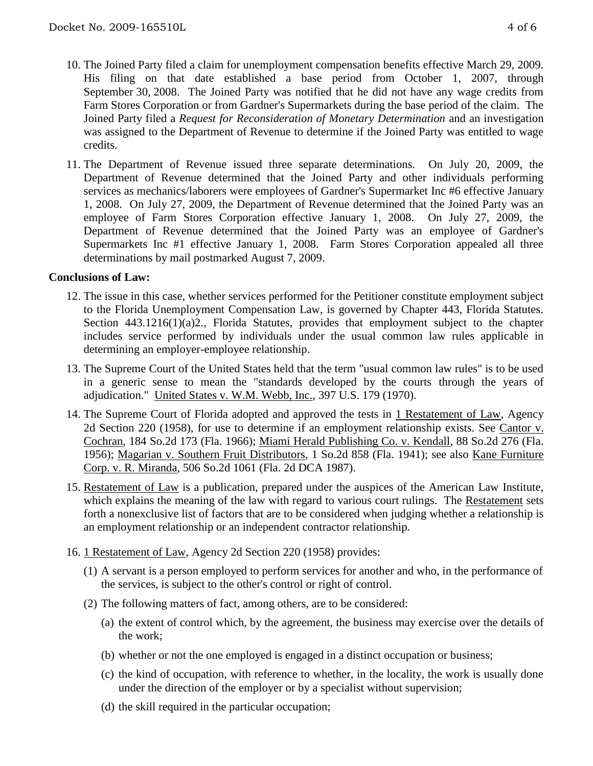10. The Joined Party filed a claim for unemployment compensation benefits effective March 29, 2009. His filing on that date established a base period from October 1, 2007, through September 30, 2008. The Joined Party was notified that he did not have any wage credits from Farm Stores Corporation or from Gardner's Supermarkets during the base period of the claim. The Joined Party filed a *Request for Reconsideration of Monetary Determination* and an investigation was assigned to the Department of Revenue to determine if the Joined Party was entitled to wage credits.

11. The Department of Revenue issued three separate determinations. On July 20, 2009, the Department of Revenue determined that the Joined Party and other individuals performing services as mechanics/laborers were employees of Gardner's Supermarket Inc #6 effective January 1, 2008. On July 27, 2009, the Department of Revenue determined that the Joined Party was an employee of Farm Stores Corporation effective January 1, 2008. On July 27, 2009, the Department of Revenue determined that the Joined Party was an employee of Gardner's Supermarkets Inc #1 effective January 1, 2008. Farm Stores Corporation appealed all three determinations by mail postmarked August 7, 2009.

**Conclusions of Law:**

12. The issue in this case, whether services performed for the Petitioner constitute employment subject to the Florida Unemployment Compensation Law, is governed by Chapter 443, Florida Statutes. Section 443.1216(1)(a)2., Florida Statutes, provides that employment subject to the chapter includes service performed by individuals under the usual common law rules applicable in determining an employer-employee relationship.

13. The Supreme Court of the United States held that the term "usual common law rules" is to be used in a generic sense to mean the "standards developed by the courts through the years of adjudication." United States v. W.M. Webb, Inc., 397 U.S. 179 (1970).

14. The Supreme Court of Florida adopted and approved the tests in 1 Restatement of Law, Agency 2d Section 220 (1958), for use to determine if an employment relationship exists. See Cantor v. Cochran, 184 So.2d 173 (Fla. 1966); Miami Herald Publishing Co. v. Kendall, 88 So.2d 276 (Fla. 1956); Magarian v. Southern Fruit Distributors, 1 So.2d 858 (Fla. 1941); see also Kane Furniture Corp. v. R. Miranda, 506 So.2d 1061 (Fla. 2d DCA 1987).

15. Restatement of Law is a publication, prepared under the auspices of the American Law Institute, which explains the meaning of the law with regard to various court rulings. The Restatement sets forth a nonexclusive list of factors that are to be considered when judging whether a relationship is an employment relationship or an independent contractor relationship.

16. 1 Restatement of Law, Agency 2d Section 220 (1958) provides:

    (1) A servant is a person employed to perform services for another and who, in the performance of the services, is subject to the other's control or right of control.

    (2) The following matters of fact, among others, are to be considered:

      (a) the extent of control which, by the agreement, the business may exercise over the details of the work;

      (b) whether or not the one employed is engaged in a distinct occupation or business;

      (c) the kind of occupation, with reference to whether, in the locality, the work is usually done under the direction of the employer or by a specialist without supervision;

      (d) the skill required in the particular occupation;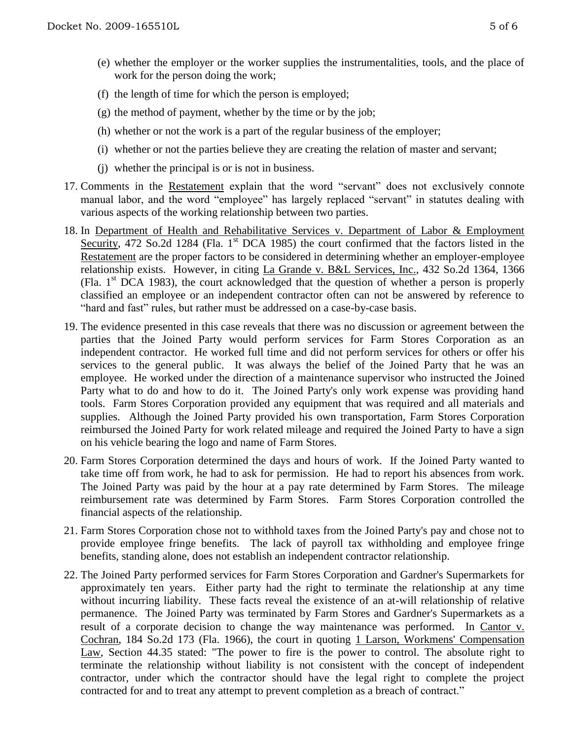(e) whether the employer or the worker supplies the instrumentalities, tools, and the place of work for the person doing the work;

(f) the length of time for which the person is employed;

(g) the method of payment, whether by the time or by the job;

(h) whether or not the work is a part of the regular business of the employer;

(i) whether or not the parties believe they are creating the relation of master and servant;

(j) whether the principal is or is not in business.

17. Comments in the Restatement explain that the word "servant" does not exclusively connote manual labor, and the word "employee" has largely replaced "servant" in statutes dealing with various aspects of the working relationship between two parties.

18. In Department of Health and Rehabilitative Services v. Department of Labor & Employment Security, 472 So.2d 1284 (Fla. 1st DCA 1985) the court confirmed that the factors listed in the Restatement are the proper factors to be considered in determining whether an employer-employee relationship exists. However, in citing La Grande v. B&L Services, Inc., 432 So.2d 1364, 1366 (Fla. 1st DCA 1983), the court acknowledged that the question of whether a person is properly classified an employee or an independent contractor often can not be answered by reference to "hard and fast" rules, but rather must be addressed on a case-by-case basis.

19. The evidence presented in this case reveals that there was no discussion or agreement between the parties that the Joined Party would perform services for Farm Stores Corporation as an independent contractor. He worked full time and did not perform services for others or offer his services to the general public. It was always the belief of the Joined Party that he was an employee. He worked under the direction of a maintenance supervisor who instructed the Joined Party what to do and how to do it. The Joined Party's only work expense was providing hand tools. Farm Stores Corporation provided any equipment that was required and all materials and supplies. Although the Joined Party provided his own transportation, Farm Stores Corporation reimbursed the Joined Party for work related mileage and required the Joined Party to have a sign on his vehicle bearing the logo and name of Farm Stores.

20. Farm Stores Corporation determined the days and hours of work. If the Joined Party wanted to take time off from work, he had to ask for permission. He had to report his absences from work. The Joined Party was paid by the hour at a pay rate determined by Farm Stores. The mileage reimbursement rate was determined by Farm Stores. Farm Stores Corporation controlled the financial aspects of the relationship.

21. Farm Stores Corporation chose not to withhold taxes from the Joined Party's pay and chose not to provide employee fringe benefits. The lack of payroll tax withholding and employee fringe benefits, standing alone, does not establish an independent contractor relationship.

22. The Joined Party performed services for Farm Stores Corporation and Gardner's Supermarkets for approximately ten years. Either party had the right to terminate the relationship at any time without incurring liability. These facts reveal the existence of an at-will relationship of relative permanence. The Joined Party was terminated by Farm Stores and Gardner's Supermarkets as a result of a corporate decision to change the way maintenance was performed. In Cantor v. Cochran, 184 So.2d 173 (Fla. 1966), the court in quoting 1 Larson, Workmens' Compensation Law, Section 44.35 stated: "The power to fire is the power to control. The absolute right to terminate the relationship without liability is not consistent with the concept of independent contractor, under which the contractor should have the legal right to complete the project contracted for and to treat any attempt to prevent completion as a breach of contract."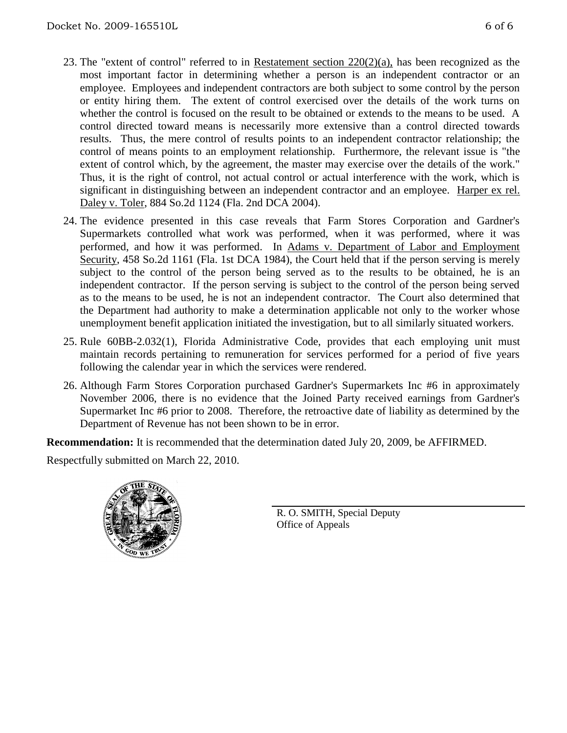23. The "extent of control" referred to in Restatement section 220(2)(a), has been recognized as the most important factor in determining whether a person is an independent contractor or an employee. Employees and independent contractors are both subject to some control by the person or entity hiring them. The extent of control exercised over the details of the work turns on whether the control is focused on the result to be obtained or extends to the means to be used. A control directed toward means is necessarily more extensive than a control directed towards results. Thus, the mere control of results points to an independent contractor relationship; the control of means points to an employment relationship. Furthermore, the relevant issue is "the extent of control which, by the agreement, the master may exercise over the details of the work." Thus, it is the right of control, not actual control or actual interference with the work, which is significant in distinguishing between an independent contractor and an employee. Harper ex rel. Daley v. Toler, 884 So.2d 1124 (Fla. 2nd DCA 2004).

24. The evidence presented in this case reveals that Farm Stores Corporation and Gardner's Supermarkets controlled what work was performed, when it was performed, where it was performed, and how it was performed. In Adams v. Department of Labor and Employment Security, 458 So.2d 1161 (Fla. 1st DCA 1984), the Court held that if the person serving is merely subject to the control of the person being served as to the results to be obtained, he is an independent contractor. If the person serving is subject to the control of the person being served as to the means to be used, he is not an independent contractor. The Court also determined that the Department had authority to make a determination applicable not only to the worker whose unemployment benefit application initiated the investigation, but to all similarly situated workers.

25. Rule 60BB-2.032(1), Florida Administrative Code, provides that each employing unit must maintain records pertaining to remuneration for services performed for a period of five years following the calendar year in which the services were rendered.

26. Although Farm Stores Corporation purchased Gardner's Supermarkets Inc #6 in approximately November 2006, there is no evidence that the Joined Party received earnings from Gardner's Supermarket Inc #6 prior to 2008. Therefore, the retroactive date of liability as determined by the Department of Revenue has not been shown to be in error.

**Recommendation:** It is recommended that the determination dated July 20, 2009, be AFFIRMED.

Respectfully submitted on March 22, 2010.

R. O. SMITH, Special Deputy
Office of Appeals